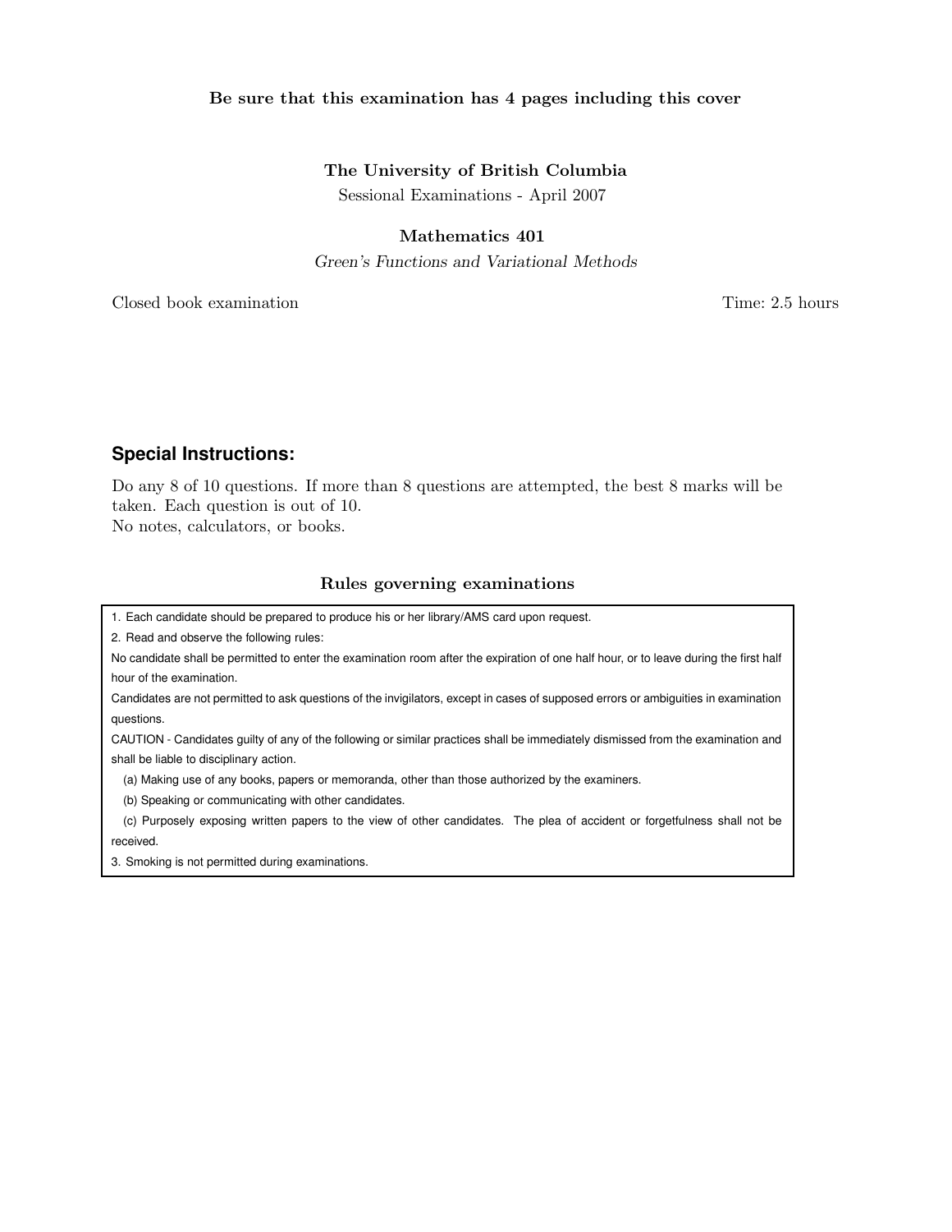**Be sure that this examination has 4 pages including this cover**

**The University of British Columbia**

Sessional Examinations - April 2007

**Mathematics 401**

*Green's Functions and Variational Methods*

Closed book examination Time: 2.5 hours

## Special Instructions:

Do any 8 of 10 questions. If more than 8 questions are attempted, the best 8 marks will be taken. Each question is out of 10.
No notes, calculators, or books.

### Rules governing examinations

1. Each candidate should be prepared to produce his or her library/AMS card upon request.

2. Read and observe the following rules:

No candidate shall be permitted to enter the examination room after the expiration of one half hour, or to leave during the first half hour of the examination.

Candidates are not permitted to ask questions of the invigilators, except in cases of supposed errors or ambiguities in examination questions.

CAUTION - Candidates guilty of any of the following or similar practices shall be immediately dismissed from the examination and shall be liable to disciplinary action.

(a) Making use of any books, papers or memoranda, other than those authorized by the examiners.

(b) Speaking or communicating with other candidates.

(c) Purposely exposing written papers to the view of other candidates. The plea of accident or forgetfulness shall not be received.

3. Smoking is not permitted during examinations.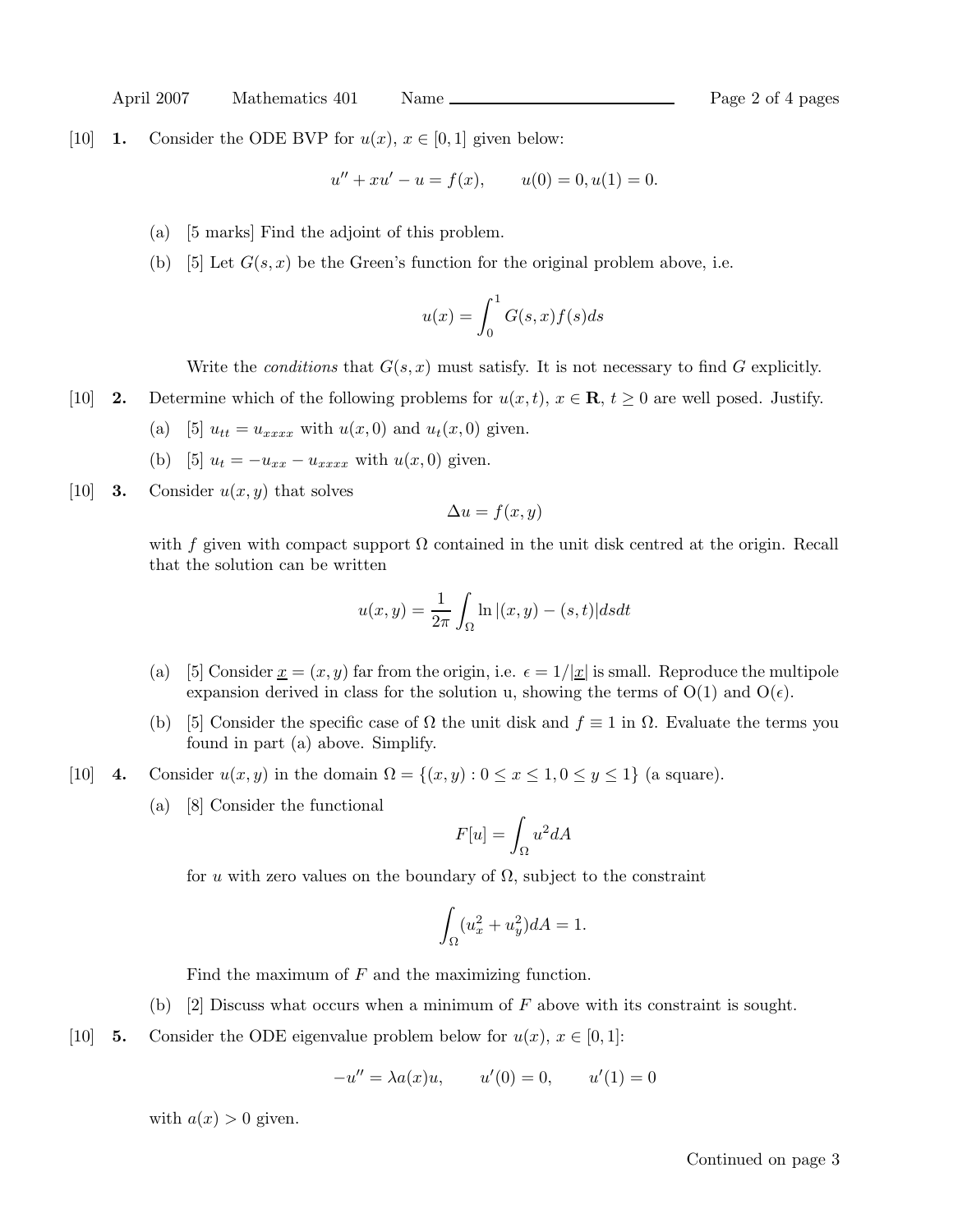[10] **1.** Consider the ODE BVP for $u(x)$, $x \in [0,1]$ given below:

$$u'' + xu' - u = f(x), \qquad u(0) = 0, u(1) = 0.$$

(a) [5 marks] Find the adjoint of this problem.

(b) [5] Let $G(s,x)$ be the Green's function for the original problem above, i.e.

$$u(x) = \int_0^1 G(s,x) f(s) ds$$

Write the *conditions* that $G(s,x)$ must satisfy. It is not necessary to find $G$ explicitly.

[10] **2.** Determine which of the following problems for $u(x,t)$, $x \in \mathbf{R}$, $t \geq 0$ are well posed. Justify.

(a) [5] $u_{tt} = u_{xxxx}$ with $u(x,0)$ and $u_t(x,0)$ given.

(b) [5] $u_t = -u_{xx} - u_{xxxx}$ with $u(x,0)$ given.

[10] **3.** Consider $u(x,y)$ that solves

$$\Delta u = f(x,y)$$

with $f$ given with compact support $\Omega$ contained in the unit disk centred at the origin. Recall that the solution can be written

$$u(x,y) = \frac{1}{2\pi} \int_\Omega \ln |(x,y) - (s,t)| ds dt$$

(a) [5] Consider $\underline{x} = (x,y)$ far from the origin, i.e. $\epsilon = 1/|\underline{x}|$ is small. Reproduce the multipole expansion derived in class for the solution u, showing the terms of O(1) and O($\epsilon$).

(b) [5] Consider the specific case of $\Omega$ the unit disk and $f \equiv 1$ in $\Omega$. Evaluate the terms you found in part (a) above. Simplify.

[10] **4.** Consider $u(x,y)$ in the domain $\Omega = \{(x,y) : 0 \leq x \leq 1, 0 \leq y \leq 1\}$ (a square).

(a) [8] Consider the functional

$$F[u] = \int_\Omega u^2 dA$$

for $u$ with zero values on the boundary of $\Omega$, subject to the constraint

$$\int_\Omega (u_x^2 + u_y^2) dA = 1.$$

Find the maximum of $F$ and the maximizing function.

(b) [2] Discuss what occurs when a minimum of $F$ above with its constraint is sought.

[10] **5.** Consider the ODE eigenvalue problem below for $u(x)$, $x \in [0,1]$:

$$-u'' = \lambda a(x) u, \qquad u'(0) = 0, \qquad u'(1) = 0$$

with $a(x) > 0$ given.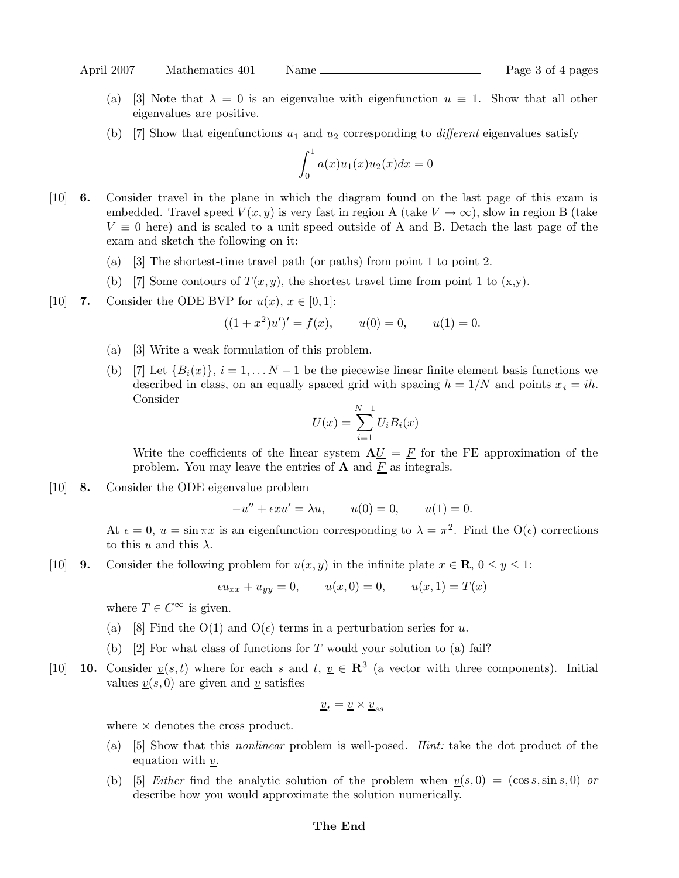(a) [3] Note that $\lambda = 0$ is an eigenvalue with eigenfunction $u \equiv 1$. Show that all other eigenvalues are positive.

(b) [7] Show that eigenfunctions $u_1$ and $u_2$ corresponding to *different* eigenvalues satisfy

$$\int_0^1 a(x)u_1(x)u_2(x)dx = 0$$

[10] **6.** Consider travel in the plane in which the diagram found on the last page of this exam is embedded. Travel speed $V(x, y)$ is very fast in region A (take $V \to \infty$), slow in region B (take $V \equiv 0$ here) and is scaled to a unit speed outside of A and B. Detach the last page of the exam and sketch the following on it:

(a) [3] The shortest-time travel path (or paths) from point 1 to point 2.

(b) [7] Some contours of $T(x, y)$, the shortest travel time from point 1 to (x,y).

[10] **7.** Consider the ODE BVP for $u(x)$, $x \in [0, 1]$:

$$((1 + x^2)u')' = f(x), \qquad u(0) = 0, \qquad u(1) = 0.$$

(a) [3] Write a weak formulation of this problem.

(b) [7] Let $\{B_i(x)\}$, $i = 1, \ldots N - 1$ be the piecewise linear finite element basis functions we described in class, on an equally spaced grid with spacing $h = 1/N$ and points $x_i = ih$. Consider

$$U(x) = \sum_{i=1}^{N-1} U_i B_i(x)$$

Write the coefficients of the linear system $\mathbf{A}\underline{U} = \underline{F}$ for the FE approximation of the problem. You may leave the entries of $\mathbf{A}$ and $\underline{F}$ as integrals.

[10] **8.** Consider the ODE eigenvalue problem

$$-u'' + \epsilon x u' = \lambda u, \qquad u(0) = 0, \qquad u(1) = 0.$$

At $\epsilon = 0$, $u = \sin \pi x$ is an eigenfunction corresponding to $\lambda = \pi^2$. Find the O($\epsilon$) corrections to this $u$ and this $\lambda$.

[10] **9.** Consider the following problem for $u(x, y)$ in the infinite plate $x \in \mathbf{R}$, $0 \le y \le 1$:

$$\epsilon u_{xx} + u_{yy} = 0, \qquad u(x, 0) = 0, \qquad u(x, 1) = T(x)$$

where $T \in C^\infty$ is given.

(a) [8] Find the O(1) and O($\epsilon$) terms in a perturbation series for $u$.

(b) [2] For what class of functions for $T$ would your solution to (a) fail?

[10] **10.** Consider $\underline{v}(s, t)$ where for each $s$ and $t$, $\underline{v} \in \mathbf{R}^3$ (a vector with three components). Initial values $\underline{v}(s, 0)$ are given and $\underline{v}$ satisfies

$$\underline{v}_t = \underline{v} \times \underline{v}_{ss}$$

where $\times$ denotes the cross product.

(a) [5] Show that this *nonlinear* problem is well-posed. *Hint:* take the dot product of the equation with $\underline{v}$.

(b) [5] *Either* find the analytic solution of the problem when $\underline{v}(s, 0) = (\cos s, \sin s, 0)$ *or* describe how you would approximate the solution numerically.

**The End**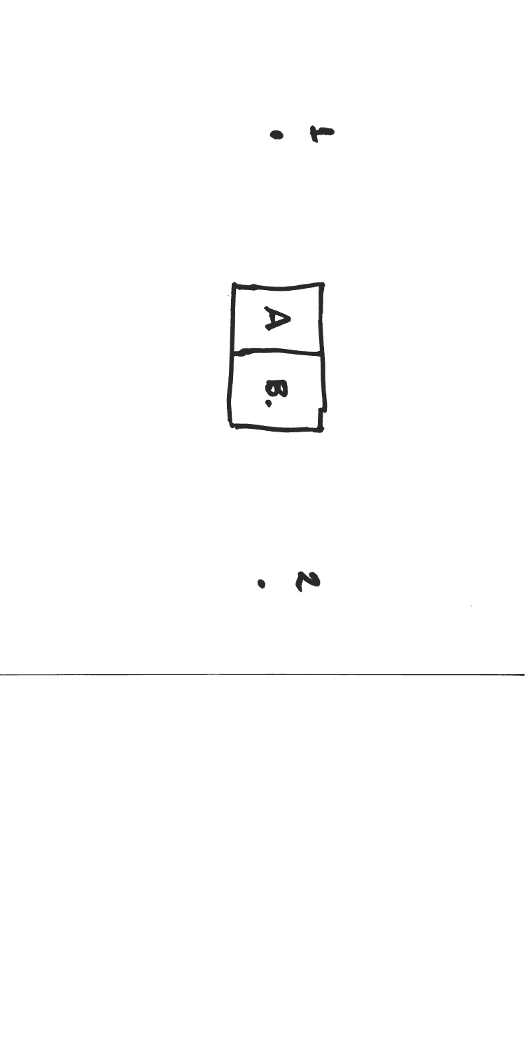• 1

| A |
|---|
| B. |

• 2